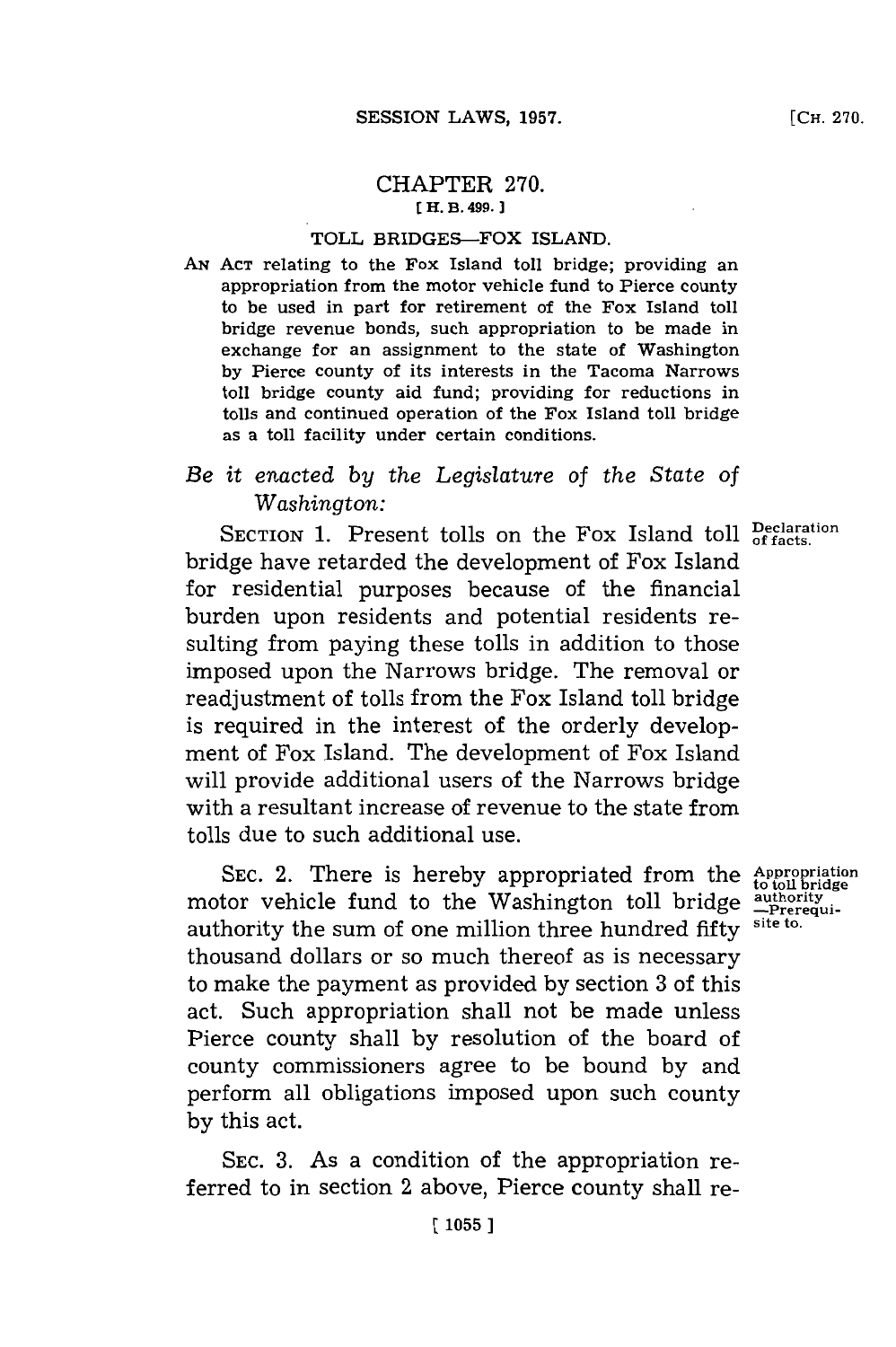# CHAPTER 270.

**[H. B. 499.]**

## TOLL BRIDGES—FOX ISLAND.

AN ACT relating to the Fox Island toll bridge; providing an appropriation from the motor vehicle fund to Pierce county to be used in part for retirement of the Fox Island toll bridge revenue bonds, such appropriation to be made in exchange for an assignment to the state of Washington by Pierce county of its interests in the Tacoma Narrows toll bridge county aid fund; providing for reductions in tolls and continued operation of the Fox Island toll bridge as a toll facility under certain conditions.

*Be it enacted by the Legislature of the State of Washington:*

Declaration of facts.

SECTION 1. Present tolls on the Fox Island toll bridge have retarded the development of Fox Island for residential purposes because of the financial burden upon residents and potential residents resulting from paying these tolls in addition to those imposed upon the Narrows bridge. The removal or readjustment of tolls from the Fox Island toll bridge is required in the interest of the orderly development of Fox Island. The development of Fox Island will provide additional users of the Narrows bridge with a resultant increase of revenue to the state from tolls due to such additional use.

Appropriation to toll bridge authority —Prerequisite to.

SEC. 2. There is hereby appropriated from the motor vehicle fund to the Washington toll bridge authority the sum of one million three hundred fifty thousand dollars or so much thereof as is necessary to make the payment as provided by section 3 of this act. Such appropriation shall not be made unless Pierce county shall by resolution of the board of county commissioners agree to be bound by and perform all obligations imposed upon such county by this act.

SEC. 3. As a condition of the appropriation referred to in section 2 above, Pierce county shall re-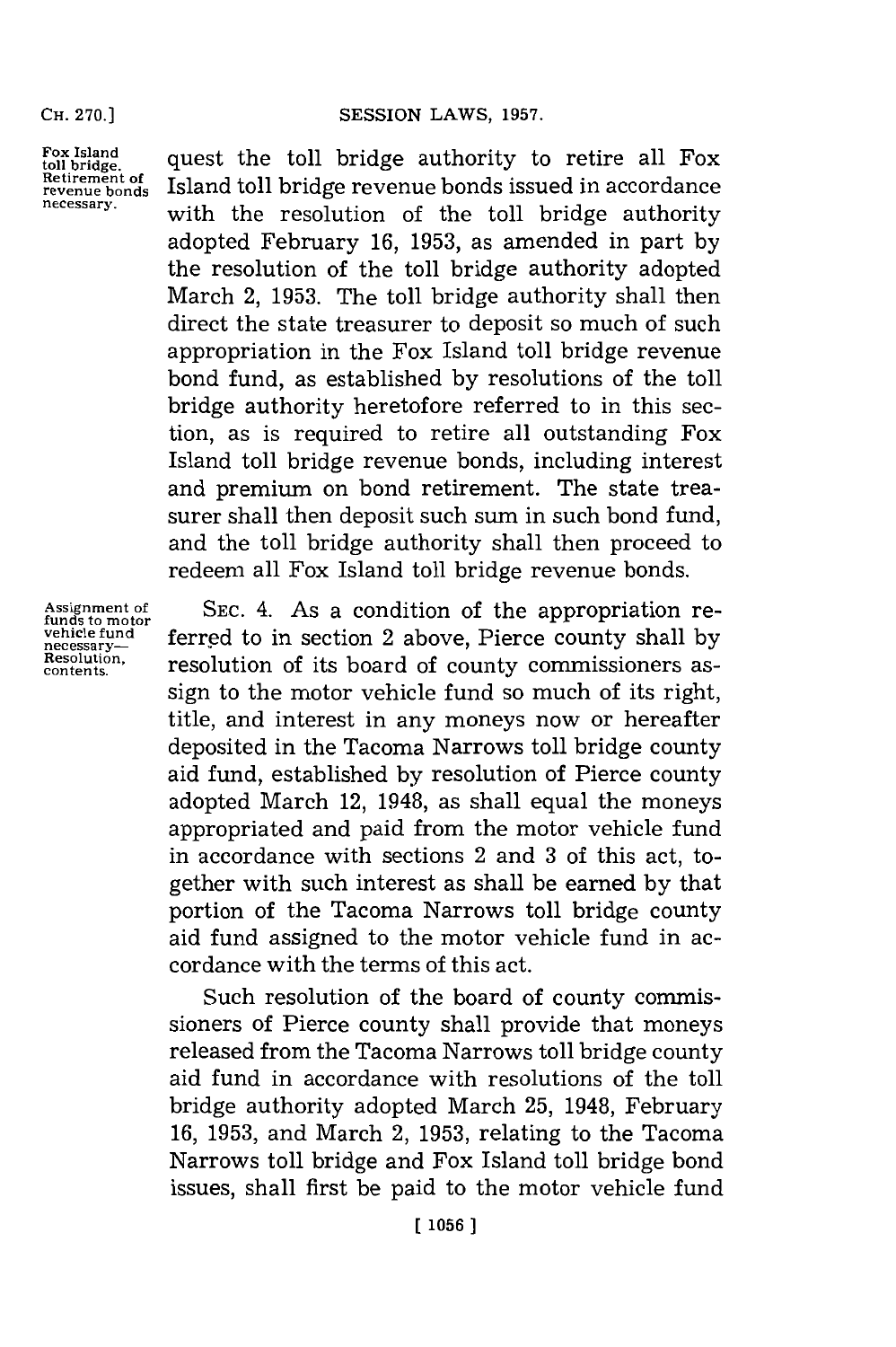Fox Island toll bridge. Retirement of revenue bonds necessary.

quest the toll bridge authority to retire all Fox Island toll bridge revenue bonds issued in accordance with the resolution of the toll bridge authority adopted February 16, 1953, as amended in part by the resolution of the toll bridge authority adopted March 2, 1953. The toll bridge authority shall then direct the state treasurer to deposit so much of such appropriation in the Fox Island toll bridge revenue bond fund, as established by resolutions of the toll bridge authority heretofore referred to in this section, as is required to retire all outstanding Fox Island toll bridge revenue bonds, including interest and premium on bond retirement. The state treasurer shall then deposit such sum in such bond fund, and the toll bridge authority shall then proceed to redeem all Fox Island toll bridge revenue bonds.

Assignment of funds to motor vehicle fund necessary—Resolution, contents.

SEC. 4. As a condition of the appropriation referred to in section 2 above, Pierce county shall by resolution of its board of county commissioners assign to the motor vehicle fund so much of its right, title, and interest in any moneys now or hereafter deposited in the Tacoma Narrows toll bridge county aid fund, established by resolution of Pierce county adopted March 12, 1948, as shall equal the moneys appropriated and paid from the motor vehicle fund in accordance with sections 2 and 3 of this act, together with such interest as shall be earned by that portion of the Tacoma Narrows toll bridge county aid fund assigned to the motor vehicle fund in accordance with the terms of this act.

Such resolution of the board of county commissioners of Pierce county shall provide that moneys released from the Tacoma Narrows toll bridge county aid fund in accordance with resolutions of the toll bridge authority adopted March 25, 1948, February 16, 1953, and March 2, 1953, relating to the Tacoma Narrows toll bridge and Fox Island toll bridge bond issues, shall first be paid to the motor vehicle fund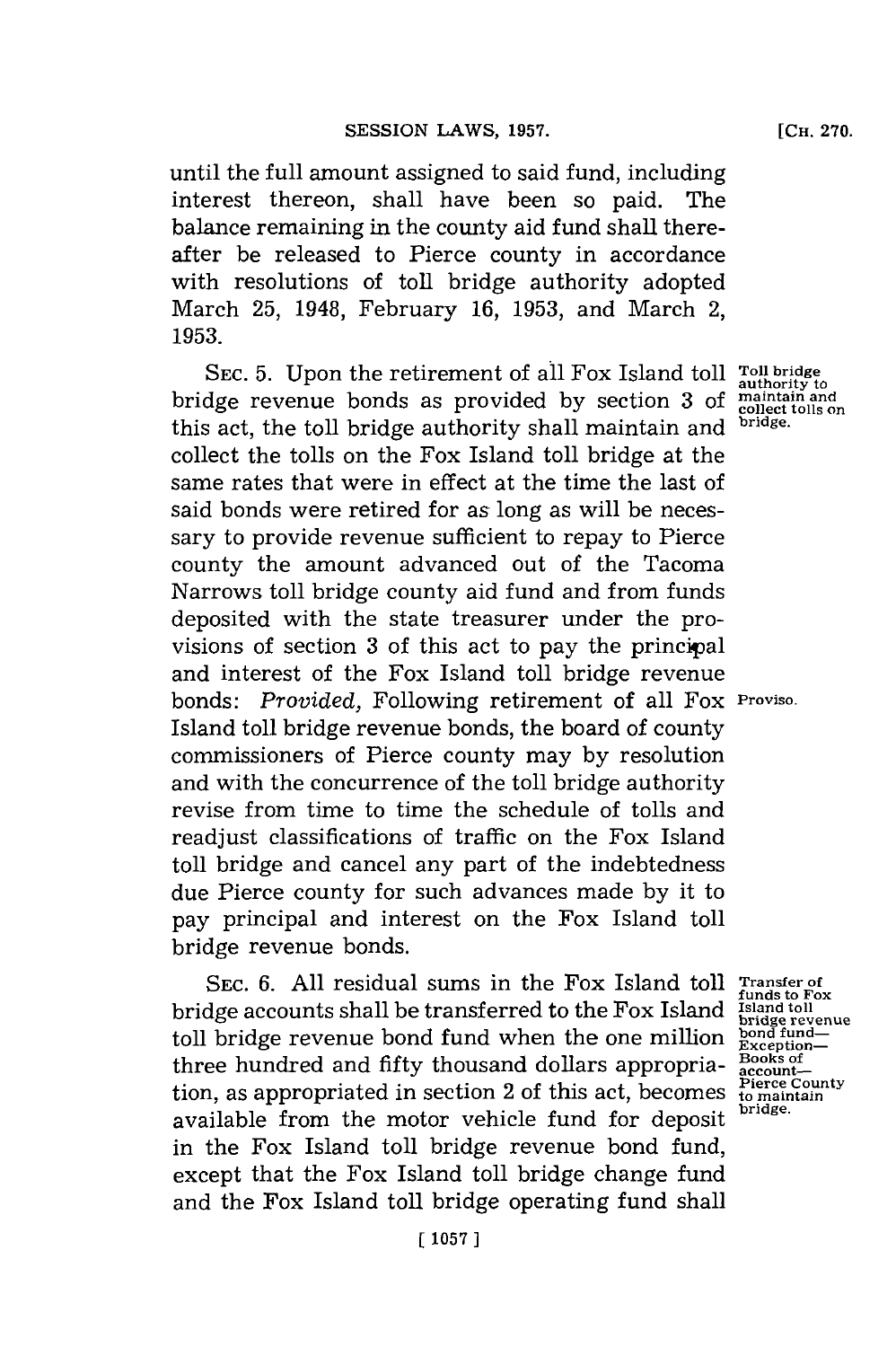until the full amount assigned to said fund, including interest thereon, shall have been so paid. The balance remaining in the county aid fund shall thereafter be released to Pierce county in accordance with resolutions of toll bridge authority adopted March 25, 1948, February 16, 1953, and March 2, 1953.

SEC. 5. Upon the retirement of all Fox Island toll bridge revenue bonds as provided by section 3 of this act, the toll bridge authority shall maintain and collect the tolls on the Fox Island toll bridge at the same rates that were in effect at the time the last of said bonds were retired for as long as will be necessary to provide revenue sufficient to repay to Pierce county the amount advanced out of the Tacoma Narrows toll bridge county aid fund and from funds deposited with the state treasurer under the provisions of section 3 of this act to pay the principal and interest of the Fox Island toll bridge revenue bonds: *Provided,* Following retirement of all Fox Island toll bridge revenue bonds, the board of county commissioners of Pierce county may by resolution and with the concurrence of the toll bridge authority revise from time to time the schedule of tolls and readjust classifications of traffic on the Fox Island toll bridge and cancel any part of the indebtedness due Pierce county for such advances made by it to pay principal and interest on the Fox Island toll bridge revenue bonds.

Toll bridge authority to maintain and collect tolls on bridge.

Proviso.

SEC. 6. All residual sums in the Fox Island toll bridge accounts shall be transferred to the Fox Island toll bridge revenue bond fund when the one million three hundred and fifty thousand dollars appropriation, as appropriated in section 2 of this act, becomes available from the motor vehicle fund for deposit in the Fox Island toll bridge revenue bond fund, except that the Fox Island toll bridge change fund and the Fox Island toll bridge operating fund shall

Transfer of funds to Fox Island toll bridge revenue bond fund—Exception—Books of account—Pierce County to maintain bridge.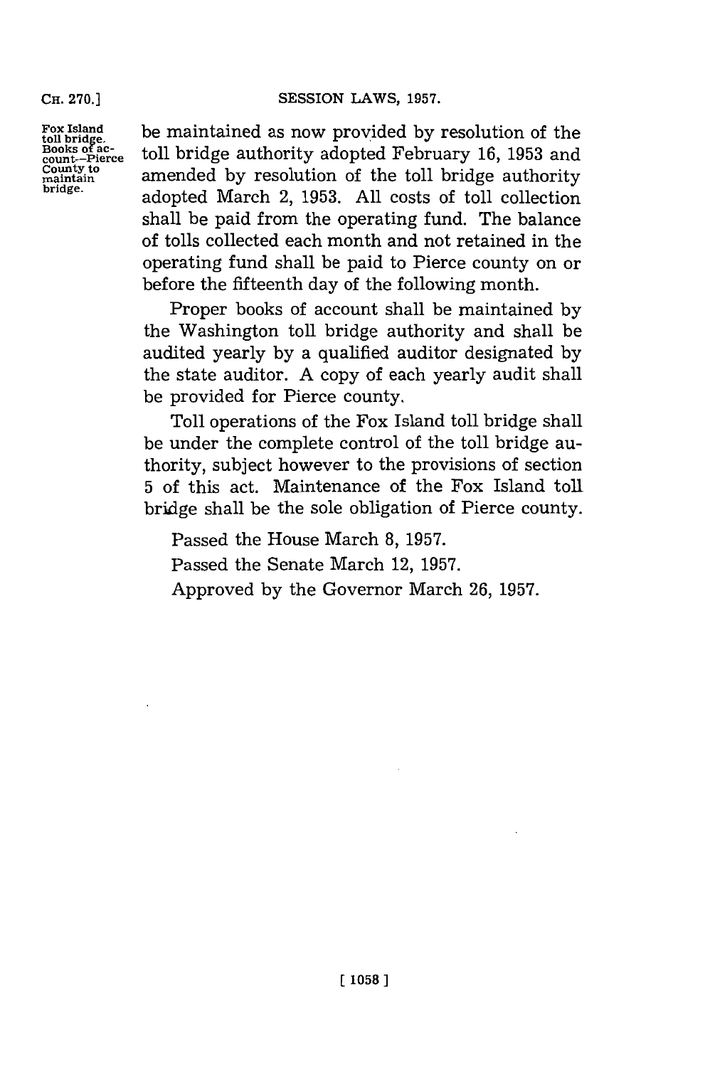Fox Island toll bridge. Books of account—Pierce County to maintain bridge.

be maintained as now provided by resolution of the toll bridge authority adopted February 16, 1953 and amended by resolution of the toll bridge authority adopted March 2, 1953. All costs of toll collection shall be paid from the operating fund. The balance of tolls collected each month and not retained in the operating fund shall be paid to Pierce county on or before the fifteenth day of the following month.

Proper books of account shall be maintained by the Washington toll bridge authority and shall be audited yearly by a qualified auditor designated by the state auditor. A copy of each yearly audit shall be provided for Pierce county.

Toll operations of the Fox Island toll bridge shall be under the complete control of the toll bridge authority, subject however to the provisions of section 5 of this act. Maintenance of the Fox Island toll bridge shall be the sole obligation of Pierce county.

Passed the House March 8, 1957.

Passed the Senate March 12, 1957.

Approved by the Governor March 26, 1957.